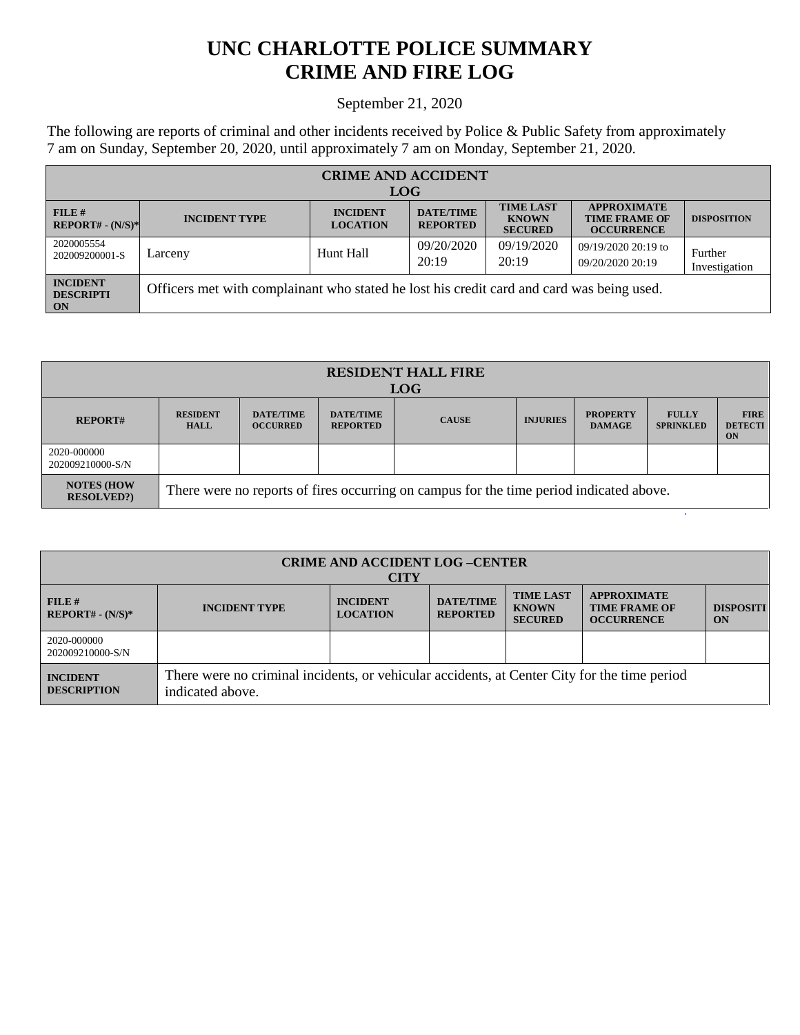# UNC CHARLOTTE POLICE SUMMARY
# CRIME AND FIRE LOG

September 21, 2020

The following are reports of criminal and other incidents received by Police & Public Safety from approximately 7 am on Sunday, September 20, 2020, until approximately 7 am on Monday, September 21, 2020.

| CRIME AND ACCIDENT LOG | | | | | | |
|---|---|---|---|---|---|---|
| **FILE # REPORT# - (N/S)*** | **INCIDENT TYPE** | **INCIDENT LOCATION** | **DATE/TIME REPORTED** | **TIME LAST KNOWN SECURED** | **APPROXIMATE TIME FRAME OF OCCURRENCE** | **DISPOSITION** |
| 2020005554 202009200001-S | Larceny | Hunt Hall | 09/20/2020 20:19 | 09/19/2020 20:19 | 09/19/2020 20:19 to 09/20/2020 20:19 | Further Investigation |
| **INCIDENT DESCRIPTION** | Officers met with complainant who stated he lost his credit card and card was being used. | | | | | |

| RESIDENT HALL FIRE LOG | | | | | | | | |
|---|---|---|---|---|---|---|---|---|
| **REPORT#** | **RESIDENT HALL** | **DATE/TIME OCCURRED** | **DATE/TIME REPORTED** | **CAUSE** | **INJURIES** | **PROPERTY DAMAGE** | **FULLY SPRINKLED** | **FIRE DETECTION** |
| 2020-000000 202009210000-S/N | | | | | | | | |
| **NOTES (HOW RESOLVED?)** | There were no reports of fires occurring on campus for the time period indicated above. | | | | | | | |

| CRIME AND ACCIDENT LOG –CENTER CITY | | | | | | |
|---|---|---|---|---|---|---|
| **FILE # REPORT# - (N/S)*** | **INCIDENT TYPE** | **INCIDENT LOCATION** | **DATE/TIME REPORTED** | **TIME LAST KNOWN SECURED** | **APPROXIMATE TIME FRAME OF OCCURRENCE** | **DISPOSITION** |
| 2020-000000 202009210000-S/N | | | | | | |
| **INCIDENT DESCRIPTION** | There were no criminal incidents, or vehicular accidents, at Center City for the time period indicated above. | | | | | |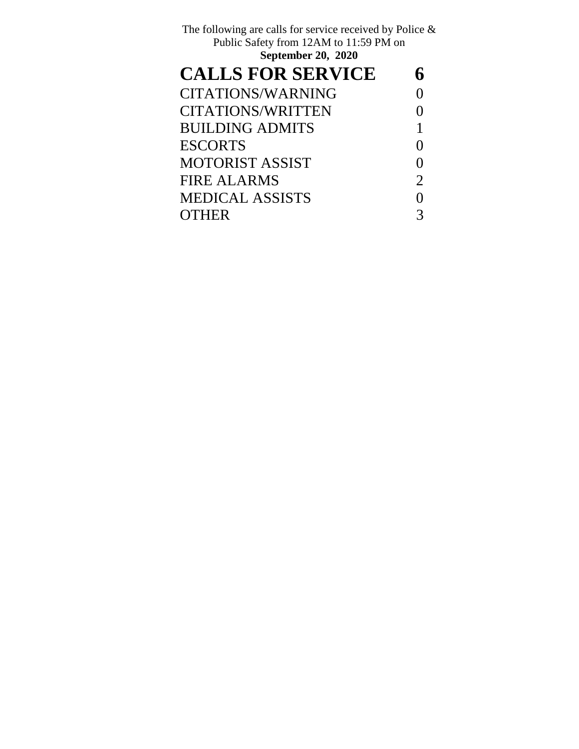The following are calls for service received by Police & Public Safety from 12AM to 11:59 PM on

**September 20, 2020**

| | |
|---|---|
| **CALLS FOR SERVICE** | **6** |
| CITATIONS/WARNING | 0 |
| CITATIONS/WRITTEN | 0 |
| BUILDING ADMITS | 1 |
| ESCORTS | 0 |
| MOTORIST ASSIST | 0 |
| FIRE ALARMS | 2 |
| MEDICAL ASSISTS | 0 |
| OTHER | 3 |